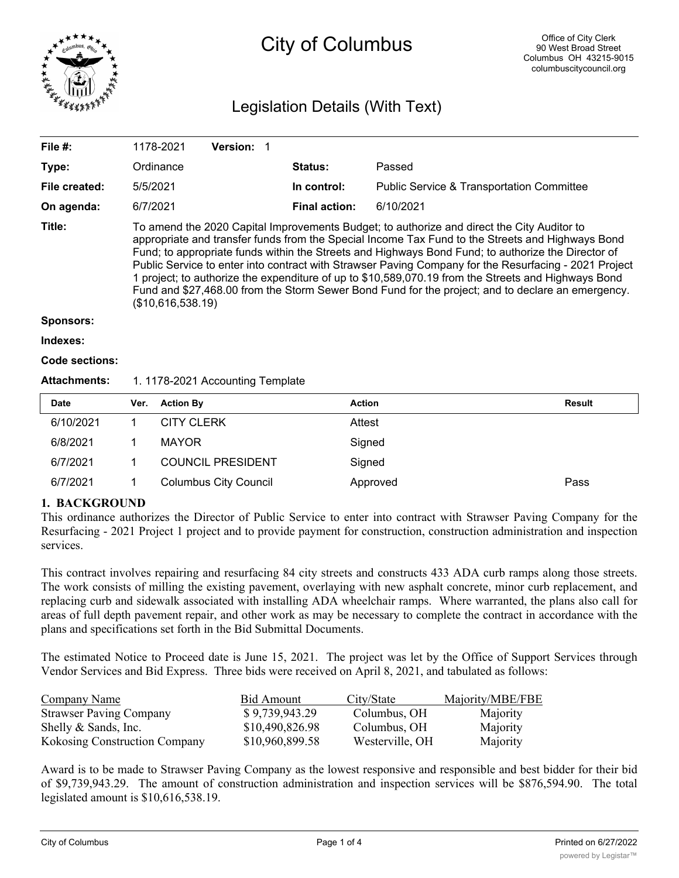# City of Columbus

Office of City Clerk
90 West Broad Street
Columbus OH 43215-9015
columbuscitycouncil.org

## Legislation Details (With Text)

| | | | |
|---|---|---|---|
| **File #:** | 1178-2021 **Version:** 1 | | |
| **Type:** | Ordinance | **Status:** | Passed |
| **File created:** | 5/5/2021 | **In control:** | Public Service & Transportation Committee |
| **On agenda:** | 6/7/2021 | **Final action:** | 6/10/2021 |

**Title:** To amend the 2020 Capital Improvements Budget; to authorize and direct the City Auditor to appropriate and transfer funds from the Special Income Tax Fund to the Streets and Highways Bond Fund; to appropriate funds within the Streets and Highways Bond Fund; to authorize the Director of Public Service to enter into contract with Strawser Paving Company for the Resurfacing - 2021 Project 1 project; to authorize the expenditure of up to $10,589,070.19 from the Streets and Highways Bond Fund and $27,468.00 from the Storm Sewer Bond Fund for the project; and to declare an emergency. ($10,616,538.19)

**Sponsors:**

**Indexes:**

**Code sections:**

**Attachments:** 1. 1178-2021 Accounting Template

| Date | Ver. | Action By | Action | Result |
|---|---|---|---|---|
| 6/10/2021 | 1 | CITY CLERK | Attest | |
| 6/8/2021 | 1 | MAYOR | Signed | |
| 6/7/2021 | 1 | COUNCIL PRESIDENT | Signed | |
| 6/7/2021 | 1 | Columbus City Council | Approved | Pass |

### 1. BACKGROUND

This ordinance authorizes the Director of Public Service to enter into contract with Strawser Paving Company for the Resurfacing - 2021 Project 1 project and to provide payment for construction, construction administration and inspection services.

This contract involves repairing and resurfacing 84 city streets and constructs 433 ADA curb ramps along those streets. The work consists of milling the existing pavement, overlaying with new asphalt concrete, minor curb replacement, and replacing curb and sidewalk associated with installing ADA wheelchair ramps. Where warranted, the plans also call for areas of full depth pavement repair, and other work as may be necessary to complete the contract in accordance with the plans and specifications set forth in the Bid Submittal Documents.

The estimated Notice to Proceed date is June 15, 2021. The project was let by the Office of Support Services through Vendor Services and Bid Express. Three bids were received on April 8, 2021, and tabulated as follows:

| Company Name | Bid Amount | City/State | Majority/MBE/FBE |
|---|---|---|---|
| Strawser Paving Company | $ 9,739,943.29 | Columbus, OH | Majority |
| Shelly & Sands, Inc. | $10,490,826.98 | Columbus, OH | Majority |
| Kokosing Construction Company | $10,960,899.58 | Westerville, OH | Majority |

Award is to be made to Strawser Paving Company as the lowest responsive and responsible and best bidder for their bid of $9,739,943.29. The amount of construction administration and inspection services will be $876,594.90. The total legislated amount is $10,616,538.19.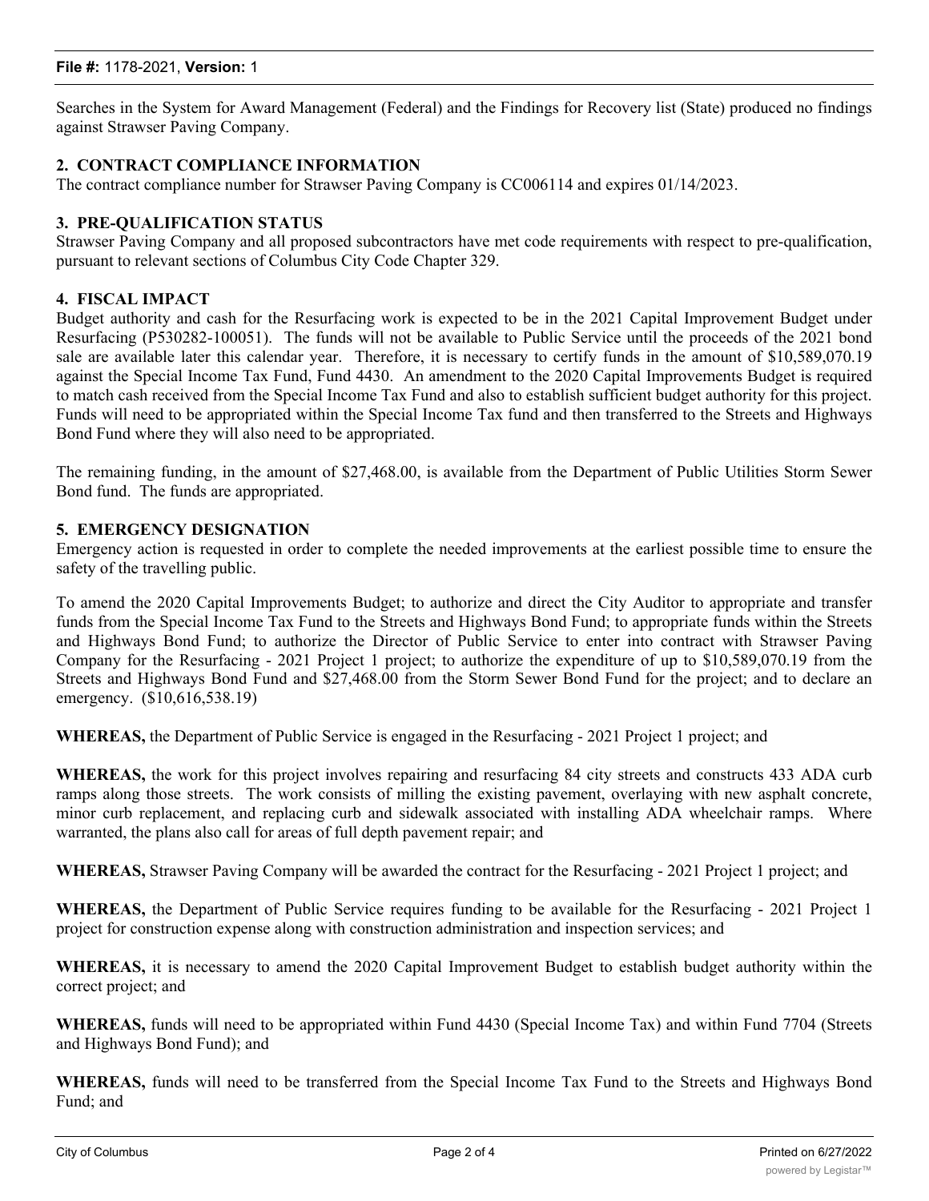Searches in the System for Award Management (Federal) and the Findings for Recovery list (State) produced no findings against Strawser Paving Company.

**2. CONTRACT COMPLIANCE INFORMATION**

The contract compliance number for Strawser Paving Company is CC006114 and expires 01/14/2023.

**3. PRE-QUALIFICATION STATUS**

Strawser Paving Company and all proposed subcontractors have met code requirements with respect to pre-qualification, pursuant to relevant sections of Columbus City Code Chapter 329.

**4. FISCAL IMPACT**

Budget authority and cash for the Resurfacing work is expected to be in the 2021 Capital Improvement Budget under Resurfacing (P530282-100051). The funds will not be available to Public Service until the proceeds of the 2021 bond sale are available later this calendar year. Therefore, it is necessary to certify funds in the amount of $10,589,070.19 against the Special Income Tax Fund, Fund 4430. An amendment to the 2020 Capital Improvements Budget is required to match cash received from the Special Income Tax Fund and also to establish sufficient budget authority for this project. Funds will need to be appropriated within the Special Income Tax fund and then transferred to the Streets and Highways Bond Fund where they will also need to be appropriated.

The remaining funding, in the amount of $27,468.00, is available from the Department of Public Utilities Storm Sewer Bond fund. The funds are appropriated.

**5. EMERGENCY DESIGNATION**

Emergency action is requested in order to complete the needed improvements at the earliest possible time to ensure the safety of the travelling public.

To amend the 2020 Capital Improvements Budget; to authorize and direct the City Auditor to appropriate and transfer funds from the Special Income Tax Fund to the Streets and Highways Bond Fund; to appropriate funds within the Streets and Highways Bond Fund; to authorize the Director of Public Service to enter into contract with Strawser Paving Company for the Resurfacing - 2021 Project 1 project; to authorize the expenditure of up to $10,589,070.19 from the Streets and Highways Bond Fund and $27,468.00 from the Storm Sewer Bond Fund for the project; and to declare an emergency. ($10,616,538.19)

**WHEREAS,** the Department of Public Service is engaged in the Resurfacing - 2021 Project 1 project; and

**WHEREAS,** the work for this project involves repairing and resurfacing 84 city streets and constructs 433 ADA curb ramps along those streets. The work consists of milling the existing pavement, overlaying with new asphalt concrete, minor curb replacement, and replacing curb and sidewalk associated with installing ADA wheelchair ramps. Where warranted, the plans also call for areas of full depth pavement repair; and

**WHEREAS,** Strawser Paving Company will be awarded the contract for the Resurfacing - 2021 Project 1 project; and

**WHEREAS,** the Department of Public Service requires funding to be available for the Resurfacing - 2021 Project 1 project for construction expense along with construction administration and inspection services; and

**WHEREAS,** it is necessary to amend the 2020 Capital Improvement Budget to establish budget authority within the correct project; and

**WHEREAS,** funds will need to be appropriated within Fund 4430 (Special Income Tax) and within Fund 7704 (Streets and Highways Bond Fund); and

**WHEREAS,** funds will need to be transferred from the Special Income Tax Fund to the Streets and Highways Bond Fund; and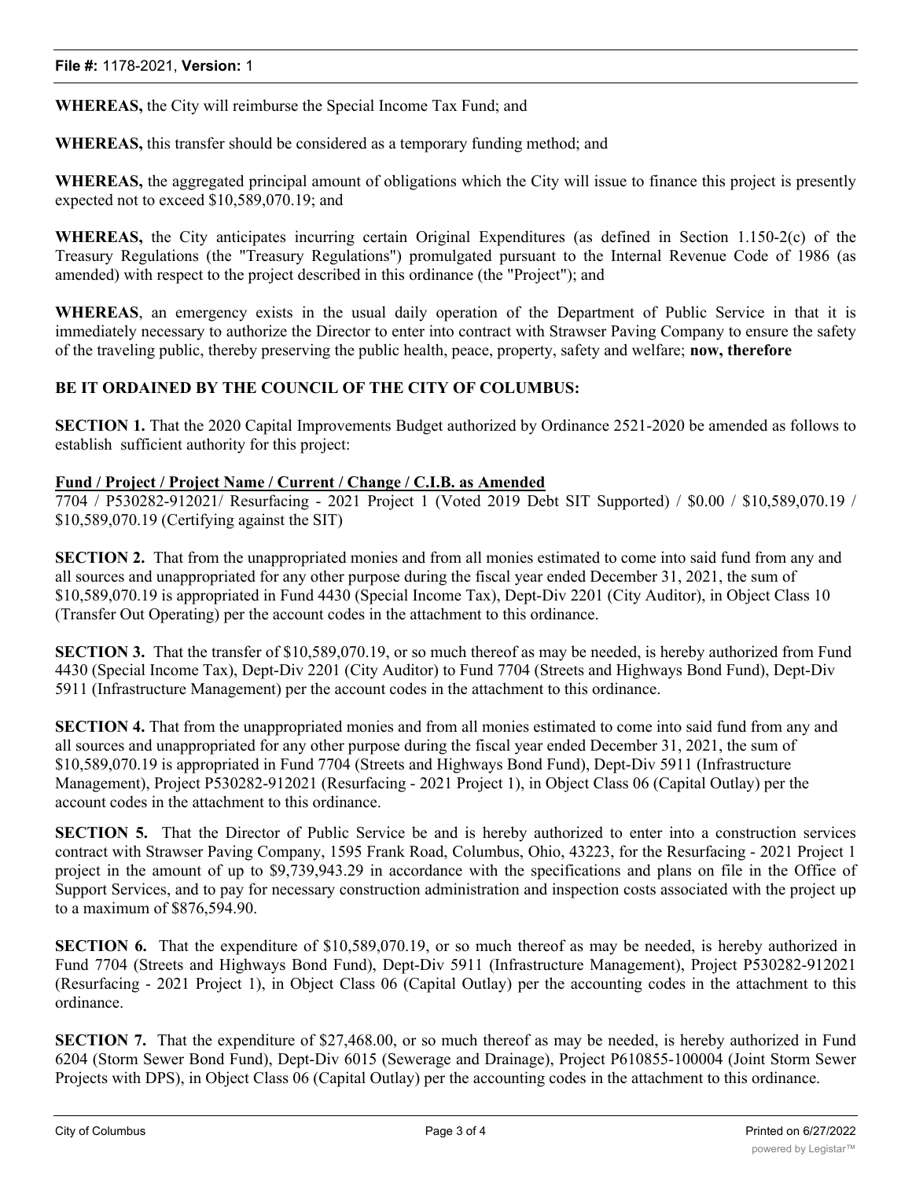**WHEREAS,** the City will reimburse the Special Income Tax Fund; and

**WHEREAS,** this transfer should be considered as a temporary funding method; and

**WHEREAS,** the aggregated principal amount of obligations which the City will issue to finance this project is presently expected not to exceed $10,589,070.19; and

**WHEREAS,** the City anticipates incurring certain Original Expenditures (as defined in Section 1.150-2(c) of the Treasury Regulations (the "Treasury Regulations") promulgated pursuant to the Internal Revenue Code of 1986 (as amended) with respect to the project described in this ordinance (the "Project"); and

**WHEREAS**, an emergency exists in the usual daily operation of the Department of Public Service in that it is immediately necessary to authorize the Director to enter into contract with Strawser Paving Company to ensure the safety of the traveling public, thereby preserving the public health, peace, property, safety and welfare; **now, therefore**

**BE IT ORDAINED BY THE COUNCIL OF THE CITY OF COLUMBUS:**

**SECTION 1.** That the 2020 Capital Improvements Budget authorized by Ordinance 2521-2020 be amended as follows to establish sufficient authority for this project:

**Fund / Project / Project Name / Current / Change / C.I.B. as Amended**
7704 / P530282-912021/ Resurfacing - 2021 Project 1 (Voted 2019 Debt SIT Supported) / $0.00 / $10,589,070.19 / $10,589,070.19 (Certifying against the SIT)

**SECTION 2.** That from the unappropriated monies and from all monies estimated to come into said fund from any and all sources and unappropriated for any other purpose during the fiscal year ended December 31, 2021, the sum of $10,589,070.19 is appropriated in Fund 4430 (Special Income Tax), Dept-Div 2201 (City Auditor), in Object Class 10 (Transfer Out Operating) per the account codes in the attachment to this ordinance.

**SECTION 3.** That the transfer of $10,589,070.19, or so much thereof as may be needed, is hereby authorized from Fund 4430 (Special Income Tax), Dept-Div 2201 (City Auditor) to Fund 7704 (Streets and Highways Bond Fund), Dept-Div 5911 (Infrastructure Management) per the account codes in the attachment to this ordinance.

**SECTION 4.** That from the unappropriated monies and from all monies estimated to come into said fund from any and all sources and unappropriated for any other purpose during the fiscal year ended December 31, 2021, the sum of $10,589,070.19 is appropriated in Fund 7704 (Streets and Highways Bond Fund), Dept-Div 5911 (Infrastructure Management), Project P530282-912021 (Resurfacing - 2021 Project 1), in Object Class 06 (Capital Outlay) per the account codes in the attachment to this ordinance.

**SECTION 5.** That the Director of Public Service be and is hereby authorized to enter into a construction services contract with Strawser Paving Company, 1595 Frank Road, Columbus, Ohio, 43223, for the Resurfacing - 2021 Project 1 project in the amount of up to $9,739,943.29 in accordance with the specifications and plans on file in the Office of Support Services, and to pay for necessary construction administration and inspection costs associated with the project up to a maximum of $876,594.90.

**SECTION 6.** That the expenditure of $10,589,070.19, or so much thereof as may be needed, is hereby authorized in Fund 7704 (Streets and Highways Bond Fund), Dept-Div 5911 (Infrastructure Management), Project P530282-912021 (Resurfacing - 2021 Project 1), in Object Class 06 (Capital Outlay) per the accounting codes in the attachment to this ordinance.

**SECTION 7.** That the expenditure of $27,468.00, or so much thereof as may be needed, is hereby authorized in Fund 6204 (Storm Sewer Bond Fund), Dept-Div 6015 (Sewerage and Drainage), Project P610855-100004 (Joint Storm Sewer Projects with DPS), in Object Class 06 (Capital Outlay) per the accounting codes in the attachment to this ordinance.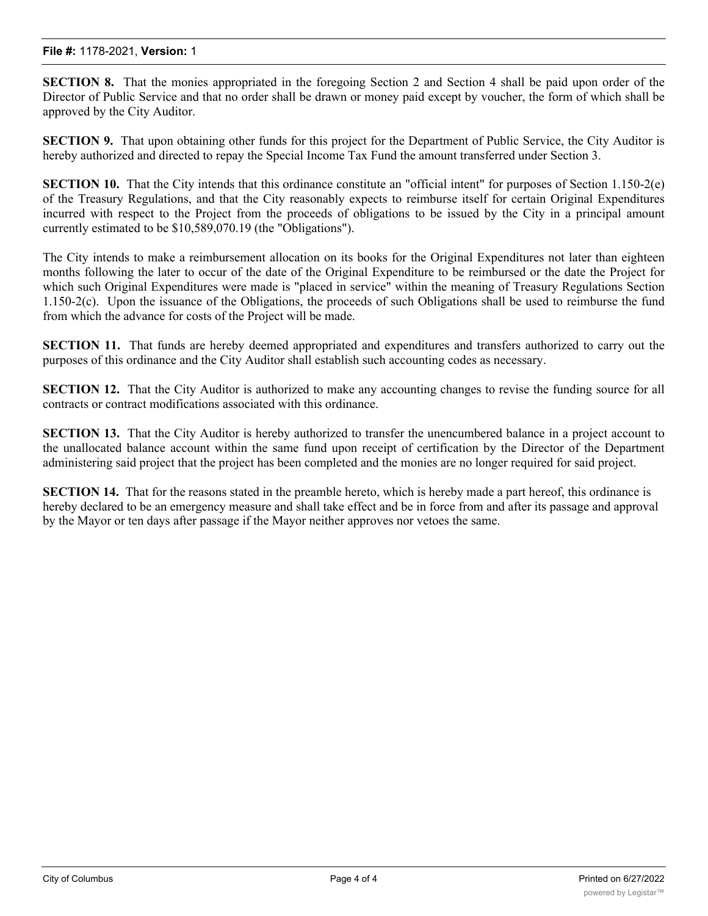**SECTION 8.** That the monies appropriated in the foregoing Section 2 and Section 4 shall be paid upon order of the Director of Public Service and that no order shall be drawn or money paid except by voucher, the form of which shall be approved by the City Auditor.

**SECTION 9.** That upon obtaining other funds for this project for the Department of Public Service, the City Auditor is hereby authorized and directed to repay the Special Income Tax Fund the amount transferred under Section 3.

**SECTION 10.** That the City intends that this ordinance constitute an "official intent" for purposes of Section 1.150-2(e) of the Treasury Regulations, and that the City reasonably expects to reimburse itself for certain Original Expenditures incurred with respect to the Project from the proceeds of obligations to be issued by the City in a principal amount currently estimated to be $10,589,070.19 (the "Obligations").

The City intends to make a reimbursement allocation on its books for the Original Expenditures not later than eighteen months following the later to occur of the date of the Original Expenditure to be reimbursed or the date the Project for which such Original Expenditures were made is "placed in service" within the meaning of Treasury Regulations Section 1.150-2(c). Upon the issuance of the Obligations, the proceeds of such Obligations shall be used to reimburse the fund from which the advance for costs of the Project will be made.

**SECTION 11.** That funds are hereby deemed appropriated and expenditures and transfers authorized to carry out the purposes of this ordinance and the City Auditor shall establish such accounting codes as necessary.

**SECTION 12.** That the City Auditor is authorized to make any accounting changes to revise the funding source for all contracts or contract modifications associated with this ordinance.

**SECTION 13.** That the City Auditor is hereby authorized to transfer the unencumbered balance in a project account to the unallocated balance account within the same fund upon receipt of certification by the Director of the Department administering said project that the project has been completed and the monies are no longer required for said project.

**SECTION 14.** That for the reasons stated in the preamble hereto, which is hereby made a part hereof, this ordinance is hereby declared to be an emergency measure and shall take effect and be in force from and after its passage and approval by the Mayor or ten days after passage if the Mayor neither approves nor vetoes the same.